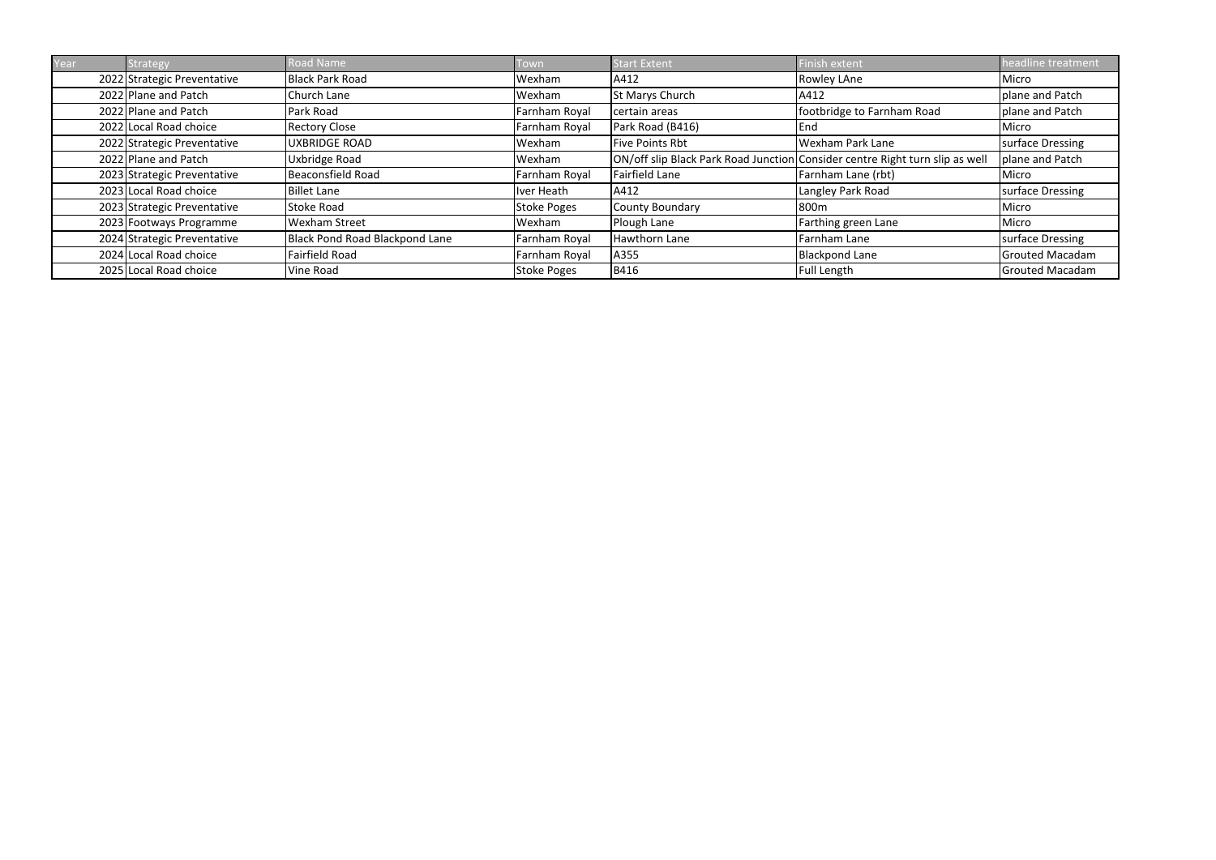| Year | Strategy | Road Name | Town | Start Extent | Finish extent | headline treatment |
|---|---|---|---|---|---|---|
| 2022 | Strategic Preventative | Black Park Road | Wexham | A412 | Rowley LAne | Micro |
| 2022 | Plane and Patch | Church Lane | Wexham | St Marys Church | A412 | plane and Patch |
| 2022 | Plane and Patch | Park Road | Farnham Royal | certain areas | footbridge to Farnham Road | plane and Patch |
| 2022 | Local Road choice | Rectory Close | Farnham Royal | Park Road (B416) | End | Micro |
| 2022 | Strategic Preventative | UXBRIDGE ROAD | Wexham | Five Points Rbt | Wexham Park Lane | surface Dressing |
| 2022 | Plane and Patch | Uxbridge Road | Wexham | ON/off slip Black Park Road Junction | Consider centre Right turn slip as well | plane and Patch |
| 2023 | Strategic Preventative | Beaconsfield Road | Farnham Royal | Fairfield Lane | Farnham Lane (rbt) | Micro |
| 2023 | Local Road choice | Billet Lane | Iver Heath | A412 | Langley Park Road | surface Dressing |
| 2023 | Strategic Preventative | Stoke Road | Stoke Poges | County Boundary | 800m | Micro |
| 2023 | Footways Programme | Wexham Street | Wexham | Plough Lane | Farthing green Lane | Micro |
| 2024 | Strategic Preventative | Black Pond Road Blackpond Lane | Farnham Royal | Hawthorn Lane | Farnham Lane | surface Dressing |
| 2024 | Local Road choice | Fairfield Road | Farnham Royal | A355 | Blackpond Lane | Grouted Macadam |
| 2025 | Local Road choice | Vine Road | Stoke Poges | B416 | Full Length | Grouted Macadam |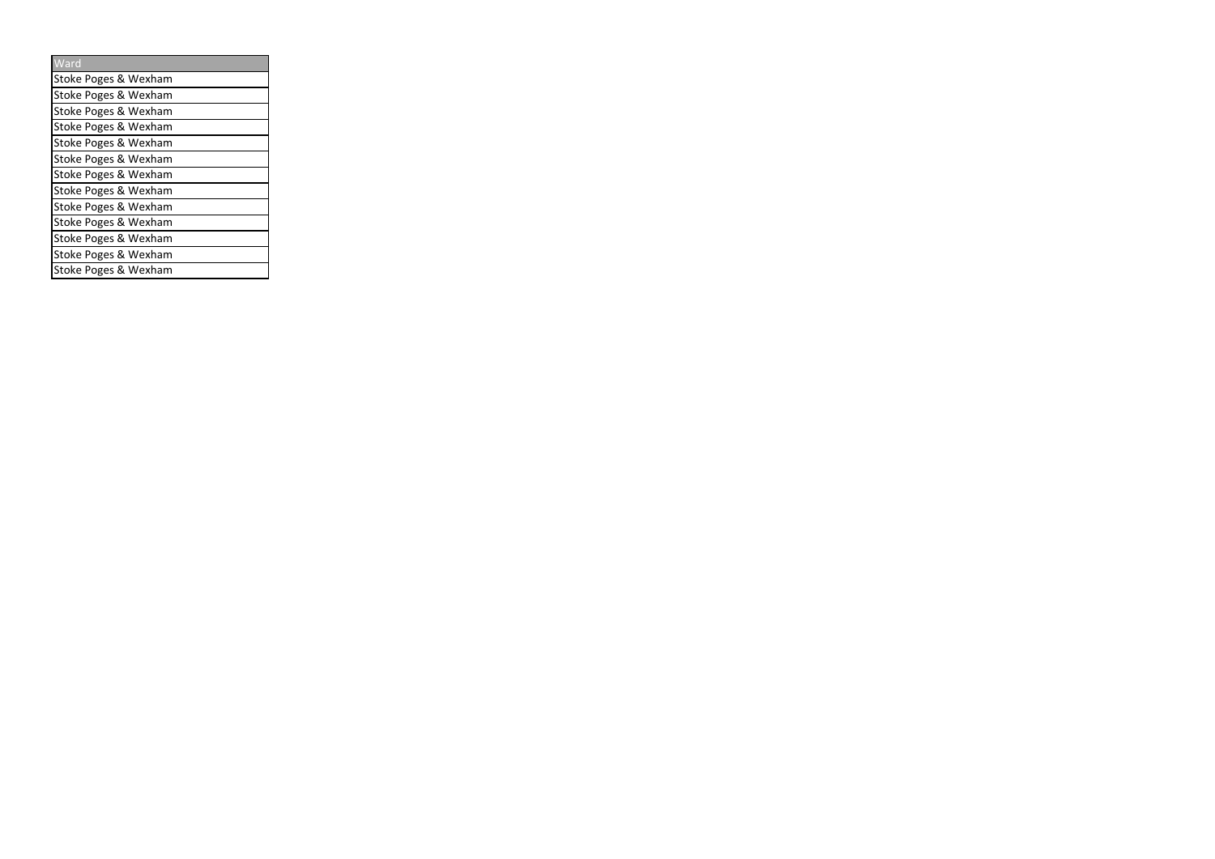| Ward |
| --- |
| Stoke Poges & Wexham |
| Stoke Poges & Wexham |
| Stoke Poges & Wexham |
| Stoke Poges & Wexham |
| Stoke Poges & Wexham |
| Stoke Poges & Wexham |
| Stoke Poges & Wexham |
| Stoke Poges & Wexham |
| Stoke Poges & Wexham |
| Stoke Poges & Wexham |
| Stoke Poges & Wexham |
| Stoke Poges & Wexham |
| Stoke Poges & Wexham |